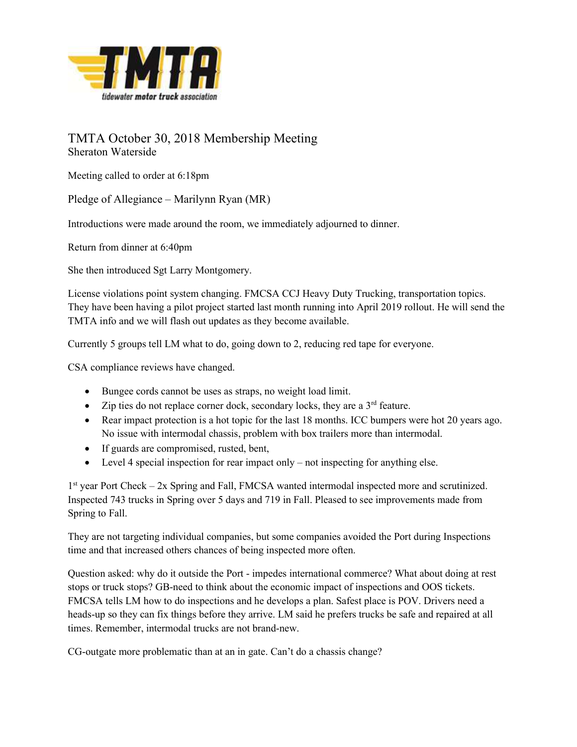# TMTA October 30, 2018 Membership Meeting

Sheraton Waterside

Meeting called to order at 6:18pm

Pledge of Allegiance – Marilynn Ryan (MR)

Introductions were made around the room, we immediately adjourned to dinner.

Return from dinner at 6:40pm

She then introduced Sgt Larry Montgomery.

License violations point system changing. FMCSA CCJ Heavy Duty Trucking, transportation topics. They have been having a pilot project started last month running into April 2019 rollout. He will send the TMTA info and we will flash out updates as they become available.

Currently 5 groups tell LM what to do, going down to 2, reducing red tape for everyone.

CSA compliance reviews have changed.

- Bungee cords cannot be uses as straps, no weight load limit.
- Zip ties do not replace corner dock, secondary locks, they are a 3rd feature.
- Rear impact protection is a hot topic for the last 18 months. ICC bumpers were hot 20 years ago. No issue with intermodal chassis, problem with box trailers more than intermodal.
- If guards are compromised, rusted, bent,
- Level 4 special inspection for rear impact only – not inspecting for anything else.

1st year Port Check – 2x Spring and Fall, FMCSA wanted intermodal inspected more and scrutinized. Inspected 743 trucks in Spring over 5 days and 719 in Fall. Pleased to see improvements made from Spring to Fall.

They are not targeting individual companies, but some companies avoided the Port during Inspections time and that increased others chances of being inspected more often.

Question asked: why do it outside the Port - impedes international commerce? What about doing at rest stops or truck stops? GB-need to think about the economic impact of inspections and OOS tickets. FMCSA tells LM how to do inspections and he develops a plan. Safest place is POV. Drivers need a heads-up so they can fix things before they arrive. LM said he prefers trucks be safe and repaired at all times. Remember, intermodal trucks are not brand-new.

CG-outgate more problematic than at an in gate. Can't do a chassis change?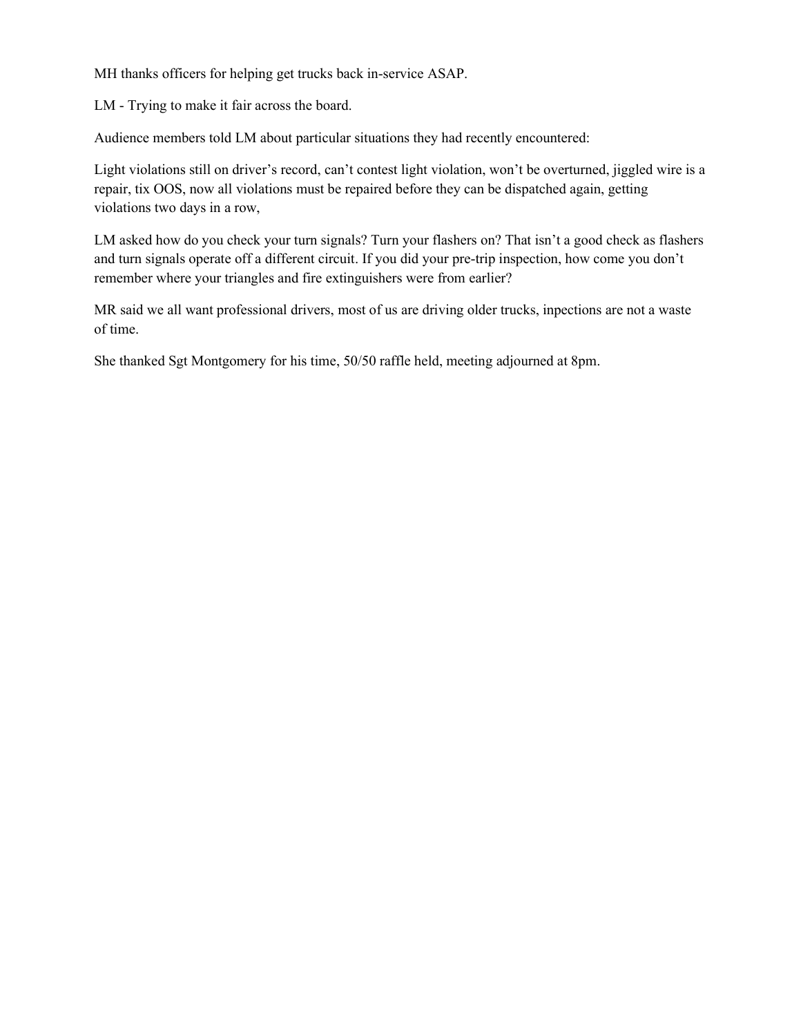MH thanks officers for helping get trucks back in-service ASAP.

LM - Trying to make it fair across the board.

Audience members told LM about particular situations they had recently encountered:

Light violations still on driver's record, can't contest light violation, won't be overturned, jiggled wire is a repair, tix OOS, now all violations must be repaired before they can be dispatched again, getting violations two days in a row,

LM asked how do you check your turn signals? Turn your flashers on? That isn't a good check as flashers and turn signals operate off a different circuit. If you did your pre-trip inspection, how come you don't remember where your triangles and fire extinguishers were from earlier?

MR said we all want professional drivers, most of us are driving older trucks, inpections are not a waste of time.

She thanked Sgt Montgomery for his time, 50/50 raffle held, meeting adjourned at 8pm.